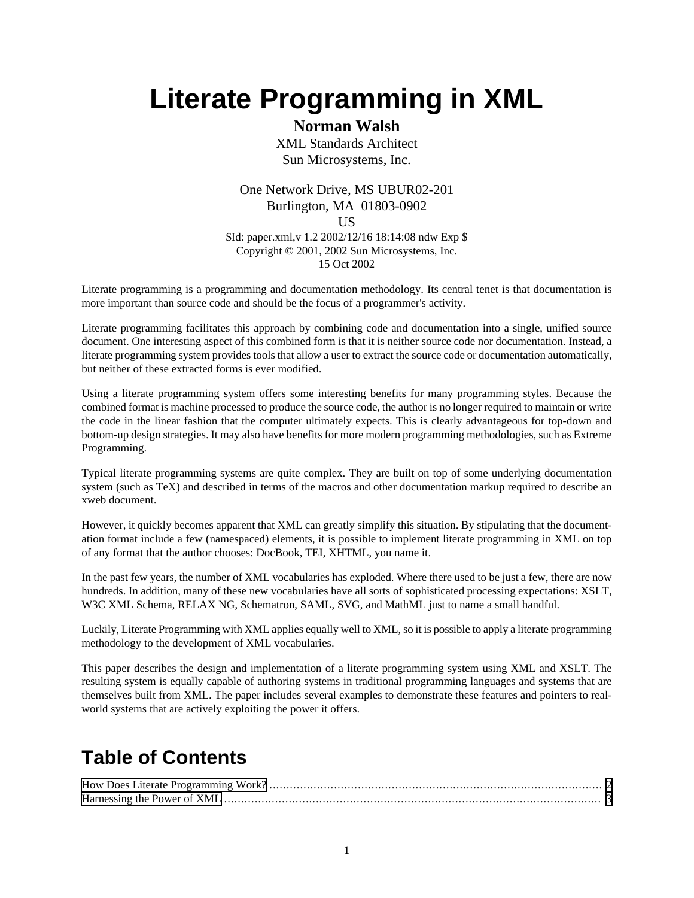# Literate Programming in XML

**Norman Walsh**

XML Standards Architect
Sun Microsystems, Inc.

One Network Drive, MS UBUR02-201
Burlington, MA 01803-0902
US

$Id: paper.xml,v 1.2 2002/12/16 18:14:08 ndw Exp $
Copyright © 2001, 2002 Sun Microsystems, Inc.
15 Oct 2002

Literate programming is a programming and documentation methodology. Its central tenet is that documentation is more important than source code and should be the focus of a programmer's activity.

Literate programming facilitates this approach by combining code and documentation into a single, unified source document. One interesting aspect of this combined form is that it is neither source code nor documentation. Instead, a literate programming system provides tools that allow a user to extract the source code or documentation automatically, but neither of these extracted forms is ever modified.

Using a literate programming system offers some interesting benefits for many programming styles. Because the combined format is machine processed to produce the source code, the author is no longer required to maintain or write the code in the linear fashion that the computer ultimately expects. This is clearly advantageous for top-down and bottom-up design strategies. It may also have benefits for more modern programming methodologies, such as Extreme Programming.

Typical literate programming systems are quite complex. They are built on top of some underlying documentation system (such as TeX) and described in terms of the macros and other documentation markup required to describe an xweb document.

However, it quickly becomes apparent that XML can greatly simplify this situation. By stipulating that the documentation format include a few (namespaced) elements, it is possible to implement literate programming in XML on top of any format that the author chooses: DocBook, TEI, XHTML, you name it.

In the past few years, the number of XML vocabularies has exploded. Where there used to be just a few, there are now hundreds. In addition, many of these new vocabularies have all sorts of sophisticated processing expectations: XSLT, W3C XML Schema, RELAX NG, Schematron, SAML, SVG, and MathML just to name a small handful.

Luckily, Literate Programming with XML applies equally well to XML, so it is possible to apply a literate programming methodology to the development of XML vocabularies.

This paper describes the design and implementation of a literate programming system using XML and XSLT. The resulting system is equally capable of authoring systems in traditional programming languages and systems that are themselves built from XML. The paper includes several examples to demonstrate these features and pointers to real-world systems that are actively exploiting the power it offers.

## Table of Contents

How Does Literate Programming Work? ........ 2
Harnessing the Power of XML ........ 3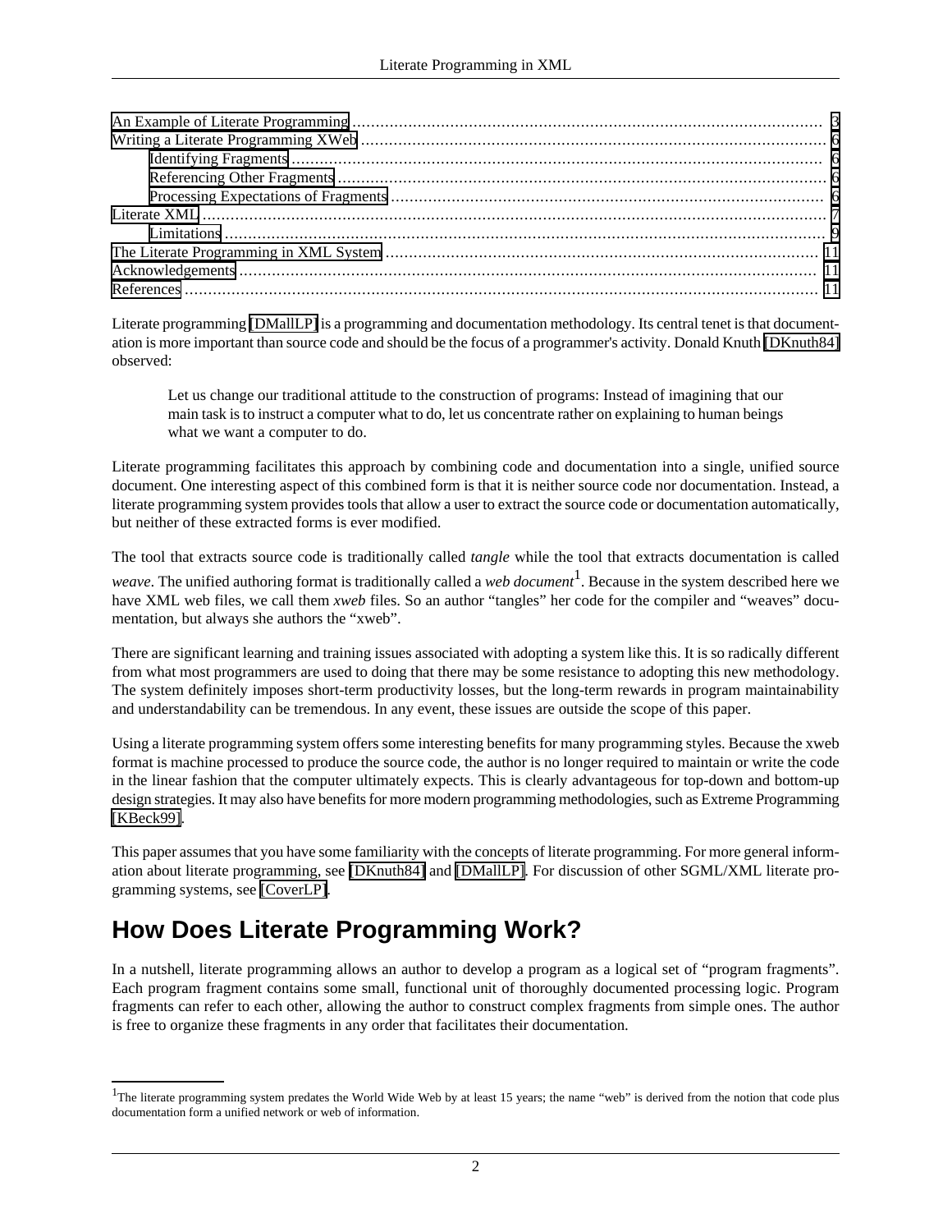- An Example of Literate Programming ..... 3
- Writing a Literate Programming XWeb ..... 6
  - Identifying Fragments ..... 6
  - Referencing Other Fragments ..... 6
  - Processing Expectations of Fragments ..... 6
- Literate XML ..... 7
  - Limitations ..... 9
- The Literate Programming in XML System ..... 11
- Acknowledgements ..... 11
- References ..... 11

Literate programming [DMallLP] is a programming and documentation methodology. Its central tenet is that documentation is more important than source code and should be the focus of a programmer's activity. Donald Knuth [DKnuth84] observed:

> Let us change our traditional attitude to the construction of programs: Instead of imagining that our main task is to instruct a computer what to do, let us concentrate rather on explaining to human beings what we want a computer to do.

Literate programming facilitates this approach by combining code and documentation into a single, unified source document. One interesting aspect of this combined form is that it is neither source code nor documentation. Instead, a literate programming system provides tools that allow a user to extract the source code or documentation automatically, but neither of these extracted forms is ever modified.

The tool that extracts source code is traditionally called *tangle* while the tool that extracts documentation is called *weave*. The unified authoring format is traditionally called a *web document*[1]. Because in the system described here we have XML web files, we call them *xweb* files. So an author "tangles" her code for the compiler and "weaves" documentation, but always she authors the "xweb".

There are significant learning and training issues associated with adopting a system like this. It is so radically different from what most programmers are used to doing that there may be some resistance to adopting this new methodology. The system definitely imposes short-term productivity losses, but the long-term rewards in program maintainability and understandability can be tremendous. In any event, these issues are outside the scope of this paper.

Using a literate programming system offers some interesting benefits for many programming styles. Because the xweb format is machine processed to produce the source code, the author is no longer required to maintain or write the code in the linear fashion that the computer ultimately expects. This is clearly advantageous for top-down and bottom-up design strategies. It may also have benefits for more modern programming methodologies, such as Extreme Programming [KBeck99].

This paper assumes that you have some familiarity with the concepts of literate programming. For more general information about literate programming, see [DKnuth84] and [DMallLP]. For discussion of other SGML/XML literate programming systems, see [CoverLP].

## How Does Literate Programming Work?

In a nutshell, literate programming allows an author to develop a program as a logical set of "program fragments". Each program fragment contains some small, functional unit of thoroughly documented processing logic. Program fragments can refer to each other, allowing the author to construct complex fragments from simple ones. The author is free to organize these fragments in any order that facilitates their documentation.

---

[1] The literate programming system predates the World Wide Web by at least 15 years; the name "web" is derived from the notion that code plus documentation form a unified network or web of information.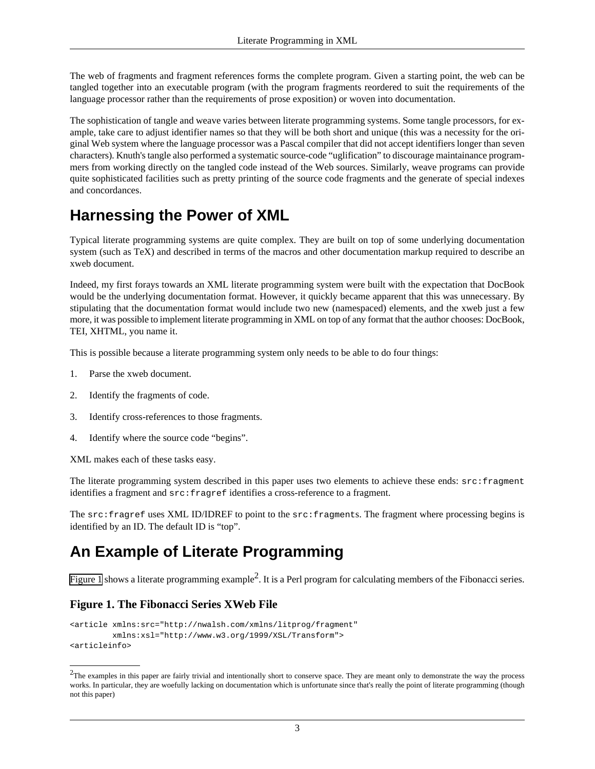The web of fragments and fragment references forms the complete program. Given a starting point, the web can be tangled together into an executable program (with the program fragments reordered to suit the requirements of the language processor rather than the requirements of prose exposition) or woven into documentation.

The sophistication of tangle and weave varies between literate programming systems. Some tangle processors, for example, take care to adjust identifier names so that they will be both short and unique (this was a necessity for the original Web system where the language processor was a Pascal compiler that did not accept identifiers longer than seven characters). Knuth's tangle also performed a systematic source-code "uglification" to discourage maintainance programmers from working directly on the tangled code instead of the Web sources. Similarly, weave programs can provide quite sophisticated facilities such as pretty printing of the source code fragments and the generate of special indexes and concordances.

## Harnessing the Power of XML

Typical literate programming systems are quite complex. They are built on top of some underlying documentation system (such as TeX) and described in terms of the macros and other documentation markup required to describe an xweb document.

Indeed, my first forays towards an XML literate programming system were built with the expectation that DocBook would be the underlying documentation format. However, it quickly became apparent that this was unnecessary. By stipulating that the documentation format would include two new (namespaced) elements, and the xweb just a few more, it was possible to implement literate programming in XML on top of any format that the author chooses: DocBook, TEI, XHTML, you name it.

This is possible because a literate programming system only needs to be able to do four things:

1. Parse the xweb document.
2. Identify the fragments of code.
3. Identify cross-references to those fragments.
4. Identify where the source code "begins".

XML makes each of these tasks easy.

The literate programming system described in this paper uses two elements to achieve these ends: `src:fragment` identifies a fragment and `src:fragref` identifies a cross-reference to a fragment.

The `src:fragref` uses XML ID/IDREF to point to the `src:fragments`. The fragment where processing begins is identified by an ID. The default ID is "top".

## An Example of Literate Programming

Figure 1 shows a literate programming example[2]. It is a Perl program for calculating members of the Fibonacci series.

### Figure 1. The Fibonacci Series XWeb File

```
<article xmlns:src="http://nwalsh.com/xmlns/litprog/fragment"
         xmlns:xsl="http://www.w3.org/1999/XSL/Transform">
<articleinfo>
```

[2]The examples in this paper are fairly trivial and intentionally short to conserve space. They are meant only to demonstrate the way the process works. In particular, they are woefully lacking on documentation which is unfortunate since that's really the point of literate programming (though not this paper)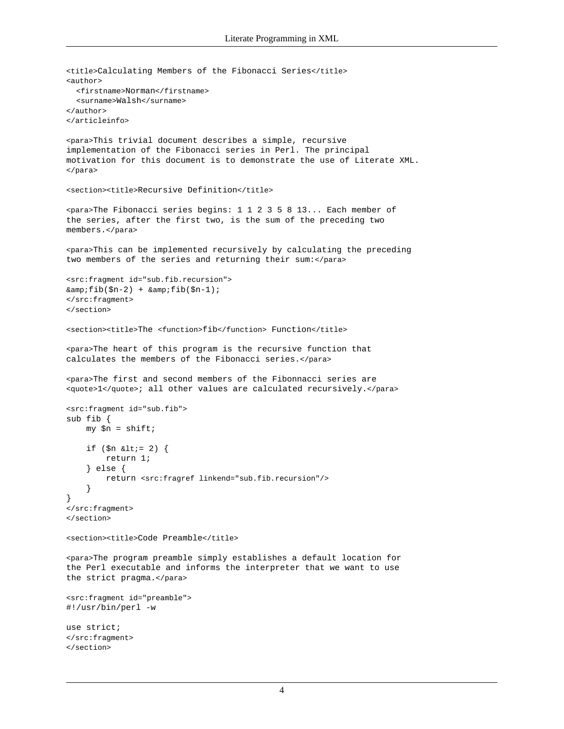```
<title>Calculating Members of the Fibonacci Series</title>
<author>
  <firstname>Norman</firstname>
  <surname>Walsh</surname>
</author>
</articleinfo>

<para>This trivial document describes a simple, recursive
implementation of the Fibonacci series in Perl. The principal
motivation for this document is to demonstrate the use of Literate XML.
</para>

<section><title>Recursive Definition</title>

<para>The Fibonacci series begins: 1 1 2 3 5 8 13... Each member of
the series, after the first two, is the sum of the preceding two
members.</para>

<para>This can be implemented recursively by calculating the preceding
two members of the series and returning their sum:</para>

<src:fragment id="sub.fib.recursion">
&amp;fib($n-2) + &amp;fib($n-1);
</src:fragment>
</section>

<section><title>The <function>fib</function> Function</title>

<para>The heart of this program is the recursive function that
calculates the members of the Fibonacci series.</para>

<para>The first and second members of the Fibonnacci series are
<quote>1</quote>; all other values are calculated recursively.</para>

<src:fragment id="sub.fib">
sub fib {
    my $n = shift;

    if ($n &lt;= 2) {
        return 1;
    } else {
        return <src:fragref linkend="sub.fib.recursion"/>
    }
}
</src:fragment>
</section>

<section><title>Code Preamble</title>

<para>The program preamble simply establishes a default location for
the Perl executable and informs the interpreter that we want to use
the strict pragma.</para>

<src:fragment id="preamble">
#!/usr/bin/perl -w

use strict;
</src:fragment>
</section>
```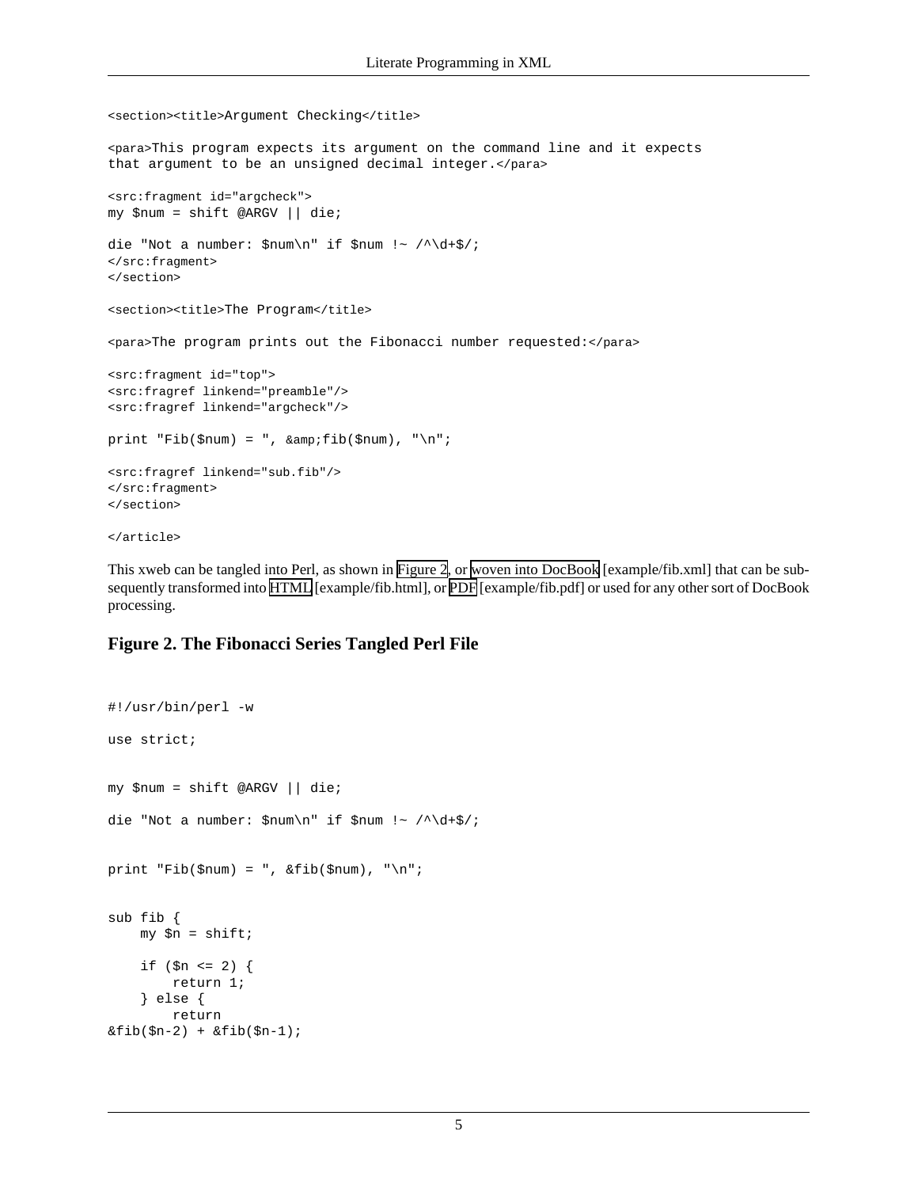```
<section><title>Argument Checking</title>

<para>This program expects its argument on the command line and it expects
that argument to be an unsigned decimal integer.</para>

<src:fragment id="argcheck">
my $num = shift @ARGV || die;

die "Not a number: $num\n" if $num !~ /^\d+$/;
</src:fragment>
</section>

<section><title>The Program</title>

<para>The program prints out the Fibonacci number requested:</para>

<src:fragment id="top">
<src:fragref linkend="preamble"/>
<src:fragref linkend="argcheck"/>

print "Fib($num) = ", &amp;fib($num), "\n";

<src:fragref linkend="sub.fib"/>
</src:fragment>
</section>

</article>
```

This xweb can be tangled into Perl, as shown in Figure 2, or woven into DocBook [example/fib.xml] that can be subsequently transformed into HTML [example/fib.html], or PDF [example/fib.pdf] or used for any other sort of DocBook processing.

### Figure 2. The Fibonacci Series Tangled Perl File

```
#!/usr/bin/perl -w

use strict;


my $num = shift @ARGV || die;

die "Not a number: $num\n" if $num !~ /^\d+$/;


print "Fib($num) = ", &fib($num), "\n";


sub fib {
    my $n = shift;

    if ($n <= 2) {
        return 1;
    } else {
        return
&fib($n-2) + &fib($n-1);
```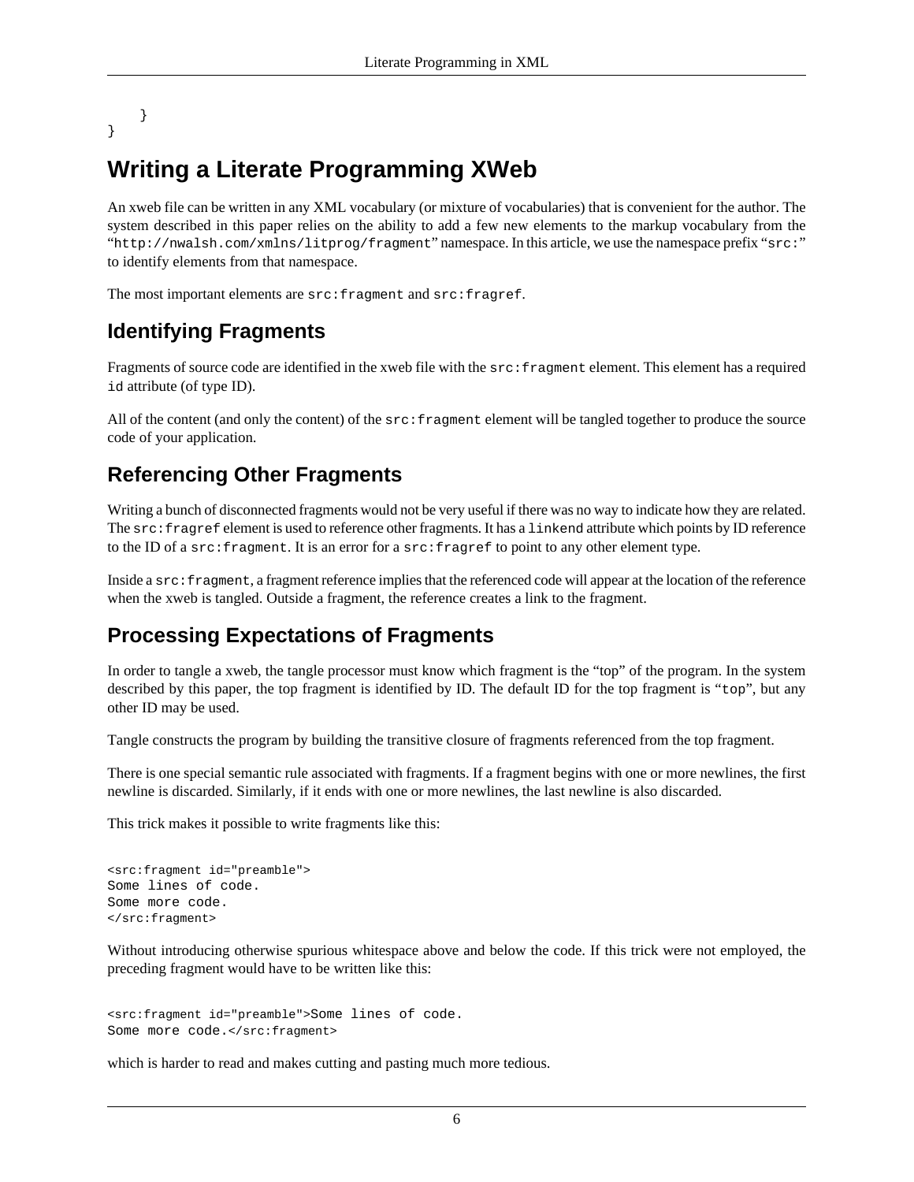```
    }
}
```

# Writing a Literate Programming XWeb

An xweb file can be written in any XML vocabulary (or mixture of vocabularies) that is convenient for the author. The system described in this paper relies on the ability to add a few new elements to the markup vocabulary from the "`http://nwalsh.com/xmlns/litprog/fragment`" namespace. In this article, we use the namespace prefix "`src:`" to identify elements from that namespace.

The most important elements are `src:fragment` and `src:fragref`.

## Identifying Fragments

Fragments of source code are identified in the xweb file with the `src:fragment` element. This element has a required `id` attribute (of type ID).

All of the content (and only the content) of the `src:fragment` element will be tangled together to produce the source code of your application.

## Referencing Other Fragments

Writing a bunch of disconnected fragments would not be very useful if there was no way to indicate how they are related. The `src:fragref` element is used to reference other fragments. It has a `linkend` attribute which points by ID reference to the ID of a `src:fragment`. It is an error for a `src:fragref` to point to any other element type.

Inside a `src:fragment`, a fragment reference implies that the referenced code will appear at the location of the reference when the xweb is tangled. Outside a fragment, the reference creates a link to the fragment.

## Processing Expectations of Fragments

In order to tangle a xweb, the tangle processor must know which fragment is the "top" of the program. In the system described by this paper, the top fragment is identified by ID. The default ID for the top fragment is "`top`", but any other ID may be used.

Tangle constructs the program by building the transitive closure of fragments referenced from the top fragment.

There is one special semantic rule associated with fragments. If a fragment begins with one or more newlines, the first newline is discarded. Similarly, if it ends with one or more newlines, the last newline is also discarded.

This trick makes it possible to write fragments like this:

```
<src:fragment id="preamble">
Some lines of code.
Some more code.
</src:fragment>
```

Without introducing otherwise spurious whitespace above and below the code. If this trick were not employed, the preceding fragment would have to be written like this:

```
<src:fragment id="preamble">Some lines of code.
Some more code.</src:fragment>
```

which is harder to read and makes cutting and pasting much more tedious.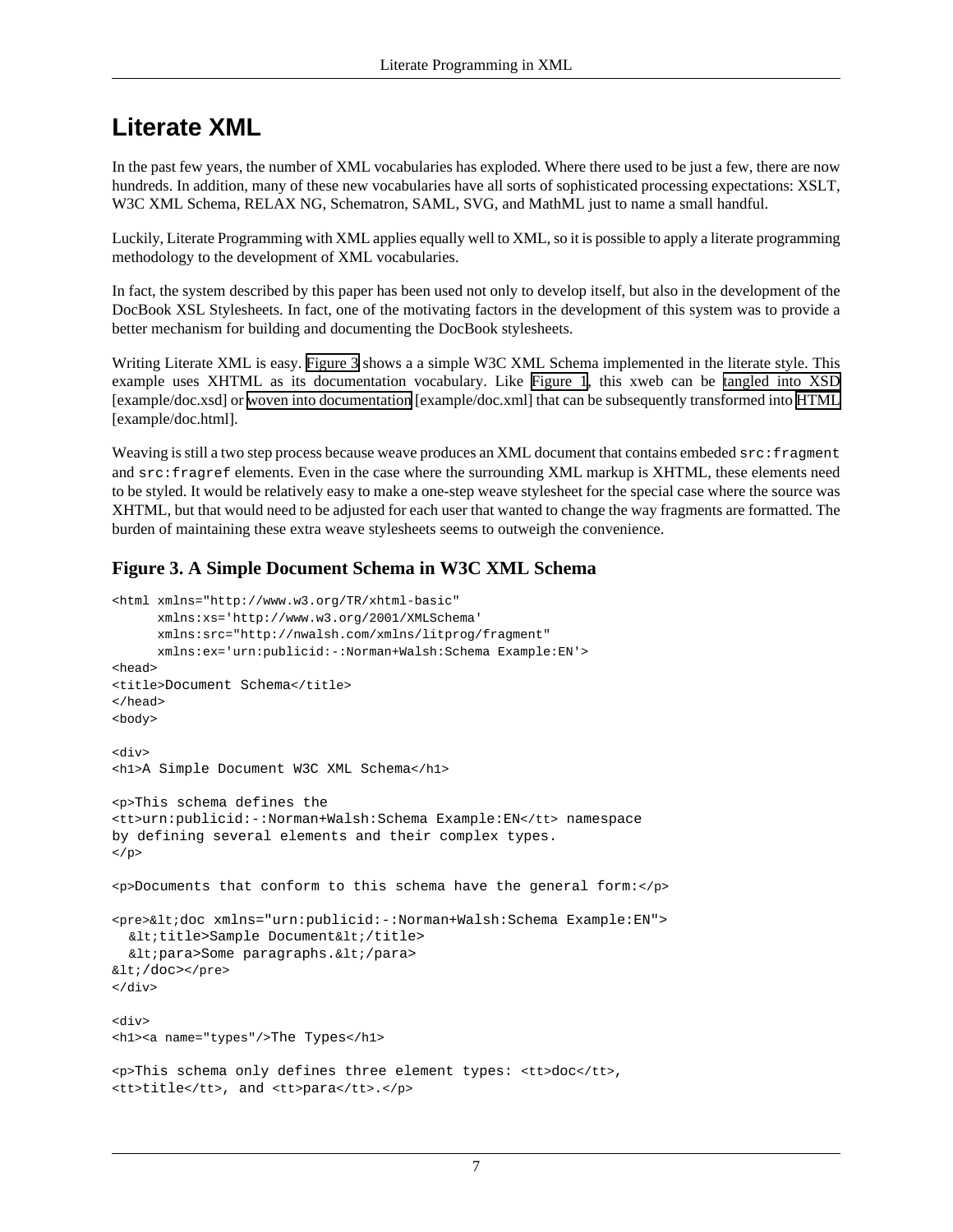# Literate XML

In the past few years, the number of XML vocabularies has exploded. Where there used to be just a few, there are now hundreds. In addition, many of these new vocabularies have all sorts of sophisticated processing expectations: XSLT, W3C XML Schema, RELAX NG, Schematron, SAML, SVG, and MathML just to name a small handful.

Luckily, Literate Programming with XML applies equally well to XML, so it is possible to apply a literate programming methodology to the development of XML vocabularies.

In fact, the system described by this paper has been used not only to develop itself, but also in the development of the DocBook XSL Stylesheets. In fact, one of the motivating factors in the development of this system was to provide a better mechanism for building and documenting the DocBook stylesheets.

Writing Literate XML is easy. Figure 3 shows a a simple W3C XML Schema implemented in the literate style. This example uses XHTML as its documentation vocabulary. Like Figure 1, this xweb can be tangled into XSD [example/doc.xsd] or woven into documentation [example/doc.xml] that can be subsequently transformed into HTML [example/doc.html].

Weaving is still a two step process because weave produces an XML document that contains embeded `src:fragment` and `src:fragref` elements. Even in the case where the surrounding XML markup is XHTML, these elements need to be styled. It would be relatively easy to make a one-step weave stylesheet for the special case where the source was XHTML, but that would need to be adjusted for each user that wanted to change the way fragments are formatted. The burden of maintaining these extra weave stylesheets seems to outweigh the convenience.

### Figure 3. A Simple Document Schema in W3C XML Schema

```
<html xmlns="http://www.w3.org/TR/xhtml-basic"
      xmlns:xs='http://www.w3.org/2001/XMLSchema'
      xmlns:src="http://nwalsh.com/xmlns/litprog/fragment"
      xmlns:ex='urn:publicid:-:Norman+Walsh:Schema Example:EN'>
<head>
<title>Document Schema</title>
</head>
<body>

<div>
<h1>A Simple Document W3C XML Schema</h1>

<p>This schema defines the
<tt>urn:publicid:-:Norman+Walsh:Schema Example:EN</tt> namespace
by defining several elements and their complex types.
</p>

<p>Documents that conform to this schema have the general form:</p>

<pre>&lt;doc xmlns="urn:publicid:-:Norman+Walsh:Schema Example:EN">
  &lt;title>Sample Document&lt;/title>
  &lt;para>Some paragraphs.&lt;/para>
&lt;/doc></pre>
</div>

<div>
<h1><a name="types"/>The Types</h1>

<p>This schema only defines three element types: <tt>doc</tt>,
<tt>title</tt>, and <tt>para</tt>.</p>
```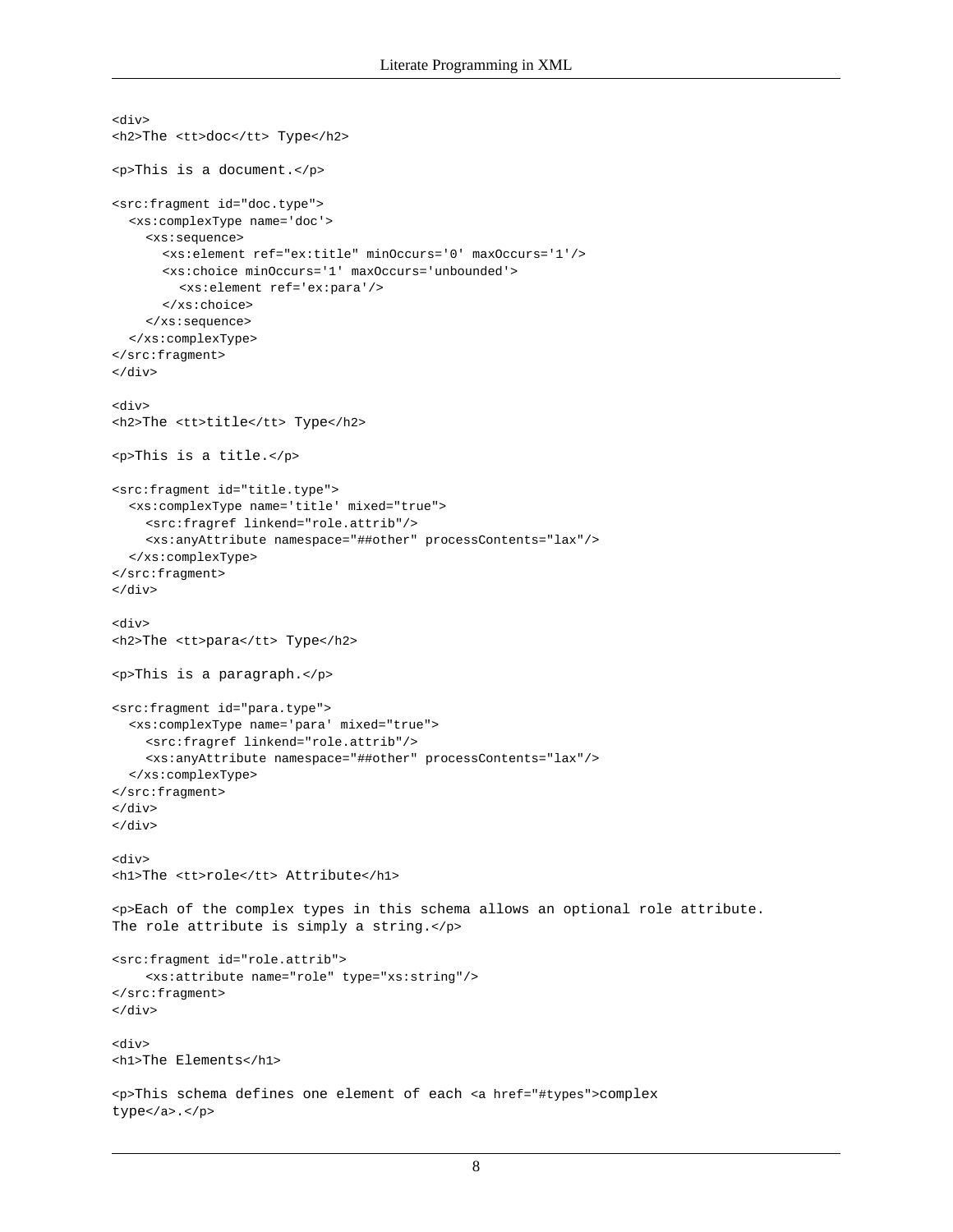```
<div>
<h2>The <tt>doc</tt> Type</h2>

<p>This is a document.</p>

<src:fragment id="doc.type">
  <xs:complexType name='doc'>
    <xs:sequence>
      <xs:element ref="ex:title" minOccurs='0' maxOccurs='1'/>
      <xs:choice minOccurs='1' maxOccurs='unbounded'>
        <xs:element ref='ex:para'/>
      </xs:choice>
    </xs:sequence>
  </xs:complexType>
</src:fragment>
</div>

<div>
<h2>The <tt>title</tt> Type</h2>

<p>This is a title.</p>

<src:fragment id="title.type">
  <xs:complexType name='title' mixed="true">
    <src:fragref linkend="role.attrib"/>
    <xs:anyAttribute namespace="##other" processContents="lax"/>
  </xs:complexType>
</src:fragment>
</div>

<div>
<h2>The <tt>para</tt> Type</h2>

<p>This is a paragraph.</p>

<src:fragment id="para.type">
  <xs:complexType name='para' mixed="true">
    <src:fragref linkend="role.attrib"/>
    <xs:anyAttribute namespace="##other" processContents="lax"/>
  </xs:complexType>
</src:fragment>
</div>
</div>

<div>
<h1>The <tt>role</tt> Attribute</h1>

<p>Each of the complex types in this schema allows an optional role attribute.
The role attribute is simply a string.</p>

<src:fragment id="role.attrib">
    <xs:attribute name="role" type="xs:string"/>
</src:fragment>
</div>

<div>
<h1>The Elements</h1>

<p>This schema defines one element of each <a href="#types">complex
type</a>.</p>
```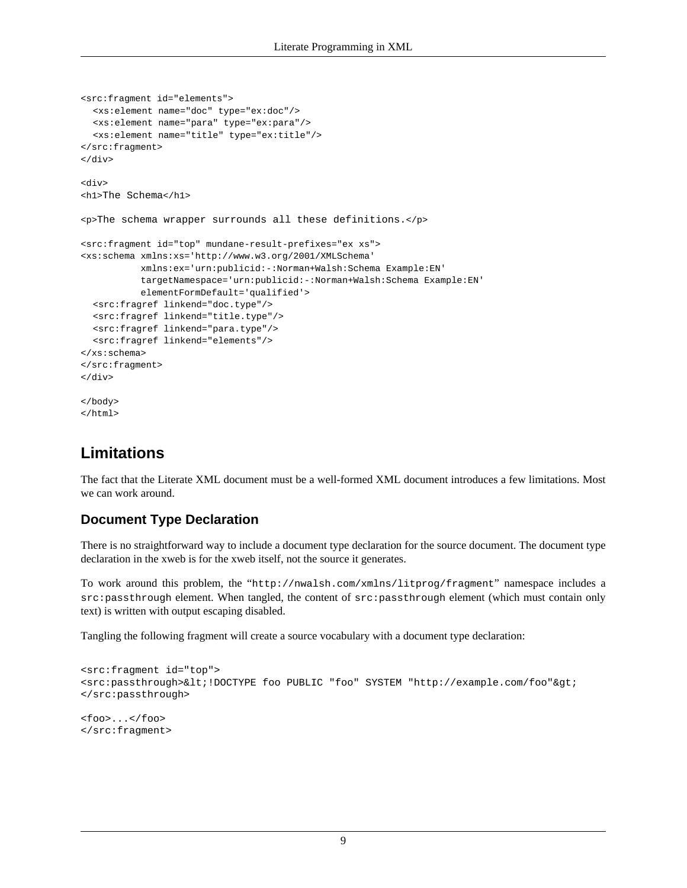```
<src:fragment id="elements">
  <xs:element name="doc" type="ex:doc"/>
  <xs:element name="para" type="ex:para"/>
  <xs:element name="title" type="ex:title"/>
</src:fragment>
</div>

<div>
<h1>The Schema</h1>

<p>The schema wrapper surrounds all these definitions.</p>

<src:fragment id="top" mundane-result-prefixes="ex xs">
<xs:schema xmlns:xs='http://www.w3.org/2001/XMLSchema'
           xmlns:ex='urn:publicid:-:Norman+Walsh:Schema Example:EN'
           targetNamespace='urn:publicid:-:Norman+Walsh:Schema Example:EN'
           elementFormDefault='qualified'>
  <src:fragref linkend="doc.type"/>
  <src:fragref linkend="title.type"/>
  <src:fragref linkend="para.type"/>
  <src:fragref linkend="elements"/>
</xs:schema>
</src:fragment>
</div>

</body>
</html>
```

## Limitations

The fact that the Literate XML document must be a well-formed XML document introduces a few limitations. Most we can work around.

### Document Type Declaration

There is no straightforward way to include a document type declaration for the source document. The document type declaration in the xweb is for the xweb itself, not the source it generates.

To work around this problem, the "`http://nwalsh.com/xmlns/litprog/fragment`" namespace includes a `src:passthrough` element. When tangled, the content of `src:passthrough` element (which must contain only text) is written with output escaping disabled.

Tangling the following fragment will create a source vocabulary with a document type declaration:

```
<src:fragment id="top">
<src:passthrough>&lt;!DOCTYPE foo PUBLIC "foo" SYSTEM "http://example.com/foo"&gt;
</src:passthrough>

<foo>...</foo>
</src:fragment>
```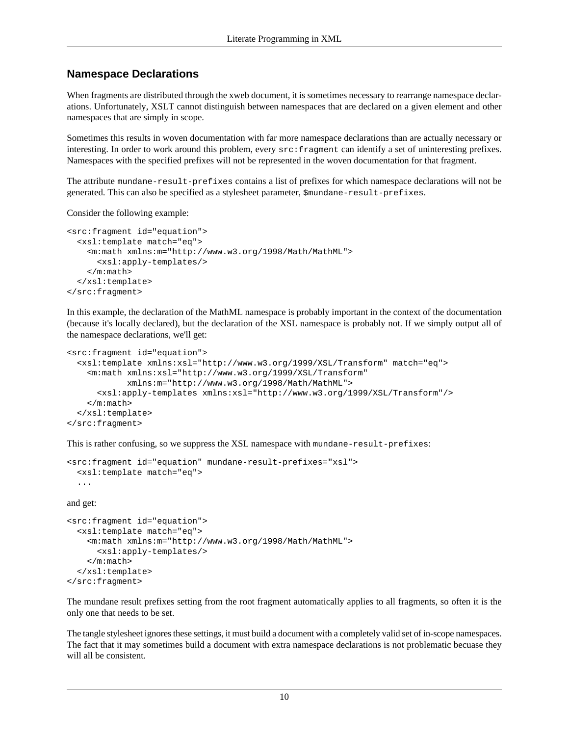## Namespace Declarations

When fragments are distributed through the xweb document, it is sometimes necessary to rearrange namespace declarations. Unfortunately, XSLT cannot distinguish between namespaces that are declared on a given element and other namespaces that are simply in scope.

Sometimes this results in woven documentation with far more namespace declarations than are actually necessary or interesting. In order to work around this problem, every `src:fragment` can identify a set of uninteresting prefixes. Namespaces with the specified prefixes will not be represented in the woven documentation for that fragment.

The attribute `mundane-result-prefixes` contains a list of prefixes for which namespace declarations will not be generated. This can also be specified as a stylesheet parameter, `$mundane-result-prefixes`.

Consider the following example:

```
<src:fragment id="equation">
  <xsl:template match="eq">
    <m:math xmlns:m="http://www.w3.org/1998/Math/MathML">
      <xsl:apply-templates/>
    </m:math>
  </xsl:template>
</src:fragment>
```

In this example, the declaration of the MathML namespace is probably important in the context of the documentation (because it's locally declared), but the declaration of the XSL namespace is probably not. If we simply output all of the namespace declarations, we'll get:

```
<src:fragment id="equation">
  <xsl:template xmlns:xsl="http://www.w3.org/1999/XSL/Transform" match="eq">
    <m:math xmlns:xsl="http://www.w3.org/1999/XSL/Transform"
            xmlns:m="http://www.w3.org/1998/Math/MathML">
      <xsl:apply-templates xmlns:xsl="http://www.w3.org/1999/XSL/Transform"/>
    </m:math>
  </xsl:template>
</src:fragment>
```

This is rather confusing, so we suppress the XSL namespace with `mundane-result-prefixes`:

```
<src:fragment id="equation" mundane-result-prefixes="xsl">
  <xsl:template match="eq">
  ...
```

and get:

```
<src:fragment id="equation">
  <xsl:template match="eq">
    <m:math xmlns:m="http://www.w3.org/1998/Math/MathML">
      <xsl:apply-templates/>
    </m:math>
  </xsl:template>
</src:fragment>
```

The mundane result prefixes setting from the root fragment automatically applies to all fragments, so often it is the only one that needs to be set.

The tangle stylesheet ignores these settings, it must build a document with a completely valid set of in-scope namespaces. The fact that it may sometimes build a document with extra namespace declarations is not problematic becuase they will all be consistent.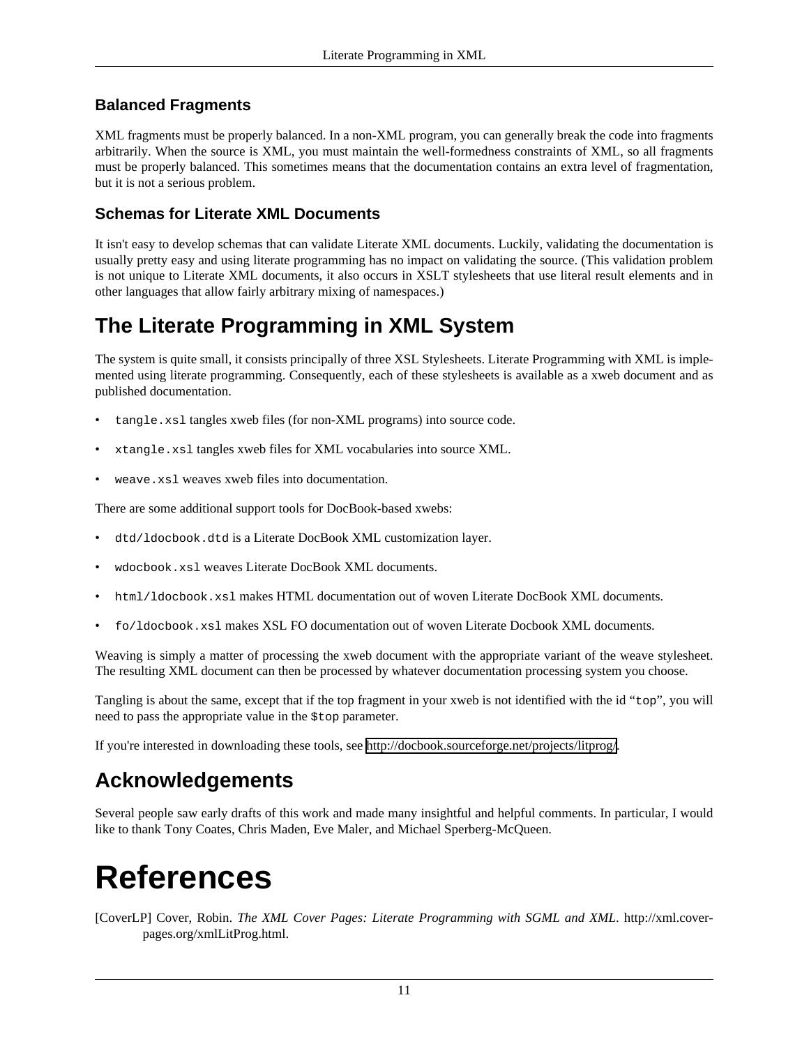### Balanced Fragments

XML fragments must be properly balanced. In a non-XML program, you can generally break the code into fragments arbitrarily. When the source is XML, you must maintain the well-formedness constraints of XML, so all fragments must be properly balanced. This sometimes means that the documentation contains an extra level of fragmentation, but it is not a serious problem.

### Schemas for Literate XML Documents

It isn't easy to develop schemas that can validate Literate XML documents. Luckily, validating the documentation is usually pretty easy and using literate programming has no impact on validating the source. (This validation problem is not unique to Literate XML documents, it also occurs in XSLT stylesheets that use literal result elements and in other languages that allow fairly arbitrary mixing of namespaces.)

## The Literate Programming in XML System

The system is quite small, it consists principally of three XSL Stylesheets. Literate Programming with XML is implemented using literate programming. Consequently, each of these stylesheets is available as a xweb document and as published documentation.

- `tangle.xsl` tangles xweb files (for non-XML programs) into source code.
- `xtangle.xsl` tangles xweb files for XML vocabularies into source XML.
- `weave.xsl` weaves xweb files into documentation.

There are some additional support tools for DocBook-based xwebs:

- `dtd/ldocbook.dtd` is a Literate DocBook XML customization layer.
- `wdocbook.xsl` weaves Literate DocBook XML documents.
- `html/ldocbook.xsl` makes HTML documentation out of woven Literate DocBook XML documents.
- `fo/ldocbook.xsl` makes XSL FO documentation out of woven Literate Docbook XML documents.

Weaving is simply a matter of processing the xweb document with the appropriate variant of the weave stylesheet. The resulting XML document can then be processed by whatever documentation processing system you choose.

Tangling is about the same, except that if the top fragment in your xweb is not identified with the id "`top`", you will need to pass the appropriate value in the `$top` parameter.

If you're interested in downloading these tools, see http://docbook.sourceforge.net/projects/litprog/.

## Acknowledgements

Several people saw early drafts of this work and made many insightful and helpful comments. In particular, I would like to thank Tony Coates, Chris Maden, Eve Maler, and Michael Sperberg-McQueen.

# References

[CoverLP] Cover, Robin. *The XML Cover Pages: Literate Programming with SGML and XML*. http://xml.coverpages.org/xmlLitProg.html.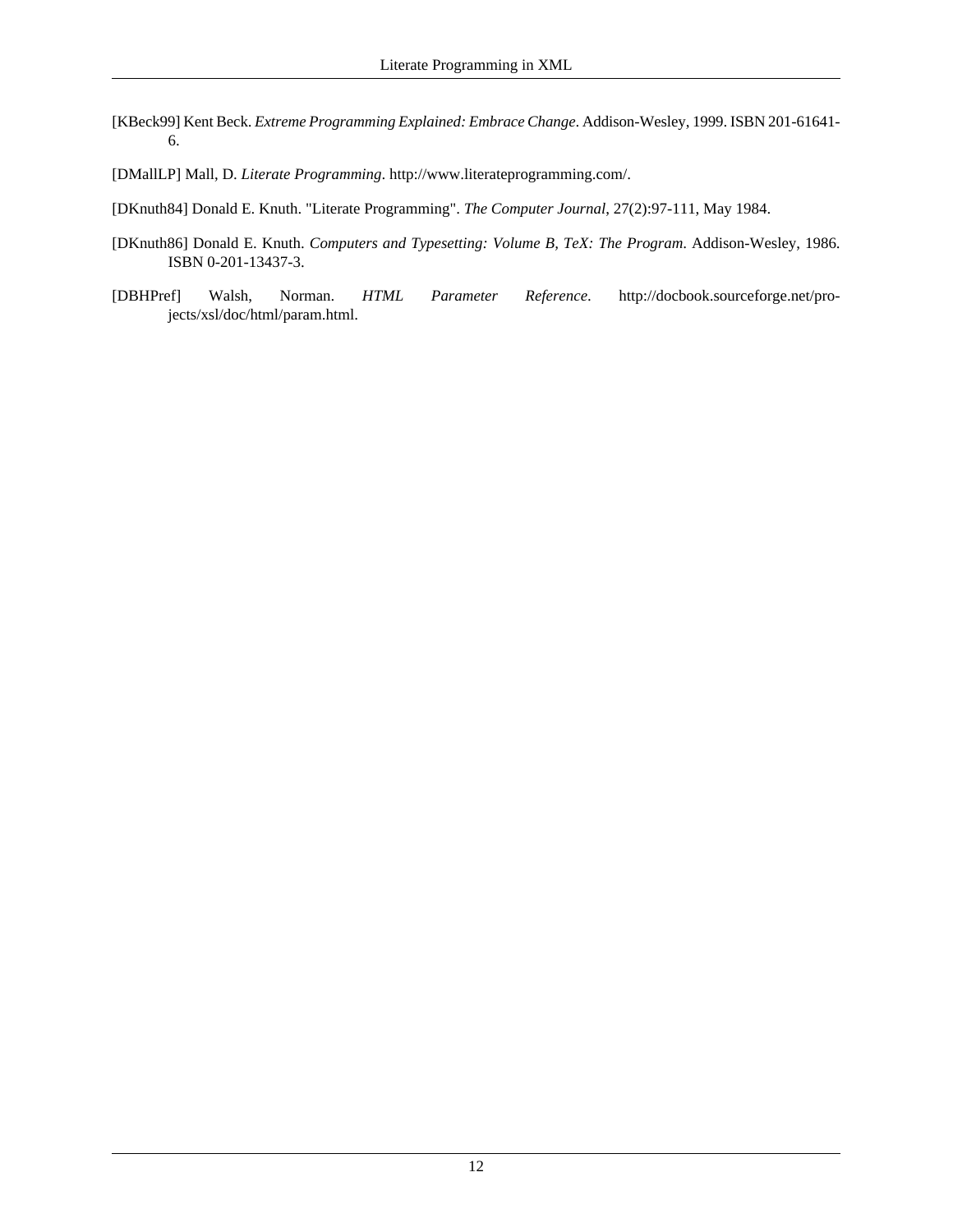[KBeck99] Kent Beck. *Extreme Programming Explained: Embrace Change*. Addison-Wesley, 1999. ISBN 201-61641-6.

[DMallLP] Mall, D. *Literate Programming*. http://www.literateprogramming.com/.

[DKnuth84] Donald E. Knuth. "Literate Programming". *The Computer Journal*, 27(2):97-111, May 1984.

[DKnuth86] Donald E. Knuth. *Computers and Typesetting: Volume B, TeX: The Program*. Addison-Wesley, 1986. ISBN 0-201-13437-3.

[DBHPref] Walsh, Norman. *HTML Parameter Reference*. http://docbook.sourceforge.net/projects/xsl/doc/html/param.html.